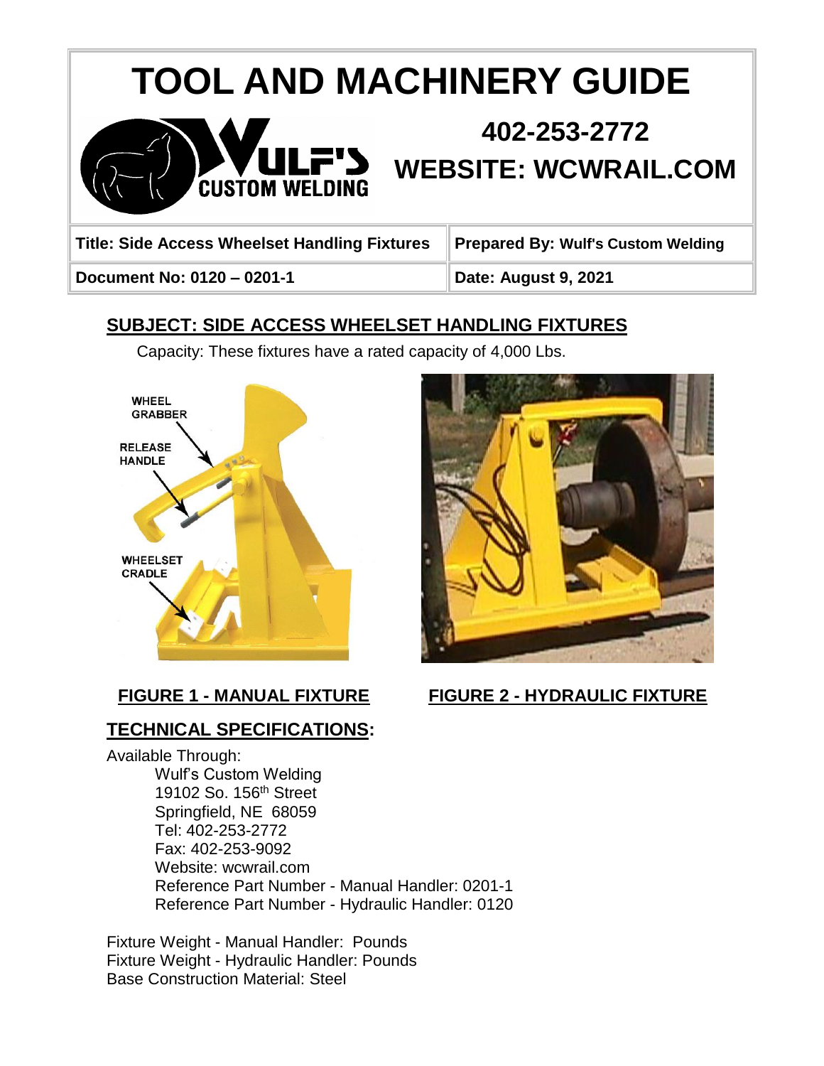# TOOL AND MACHINERY GUIDE

**402-253-2772**

**WEBSITE: WCWRAIL.COM**

| Title: Side Access Wheelset Handling Fixtures | Prepared By: Wulf's Custom Welding |
| --- | --- |
| Document No: 0120 – 0201-1 | Date: August 9, 2021 |

## SUBJECT: SIDE ACCESS WHEELSET HANDLING FIXTURES

Capacity: These fixtures have a rated capacity of 4,000 Lbs.

WHEEL GRABBER

RELEASE HANDLE

WHEELSET CRADLE

**FIGURE 1 - MANUAL FIXTURE**

**FIGURE 2 - HYDRAULIC FIXTURE**

## TECHNICAL SPECIFICATIONS:

Available Through:

Wulf's Custom Welding
19102 So. 156th Street
Springfield, NE 68059
Tel: 402-253-2772
Fax: 402-253-9092
Website: wcwrail.com
Reference Part Number - Manual Handler: 0201-1
Reference Part Number - Hydraulic Handler: 0120

Fixture Weight - Manual Handler: Pounds
Fixture Weight - Hydraulic Handler: Pounds
Base Construction Material: Steel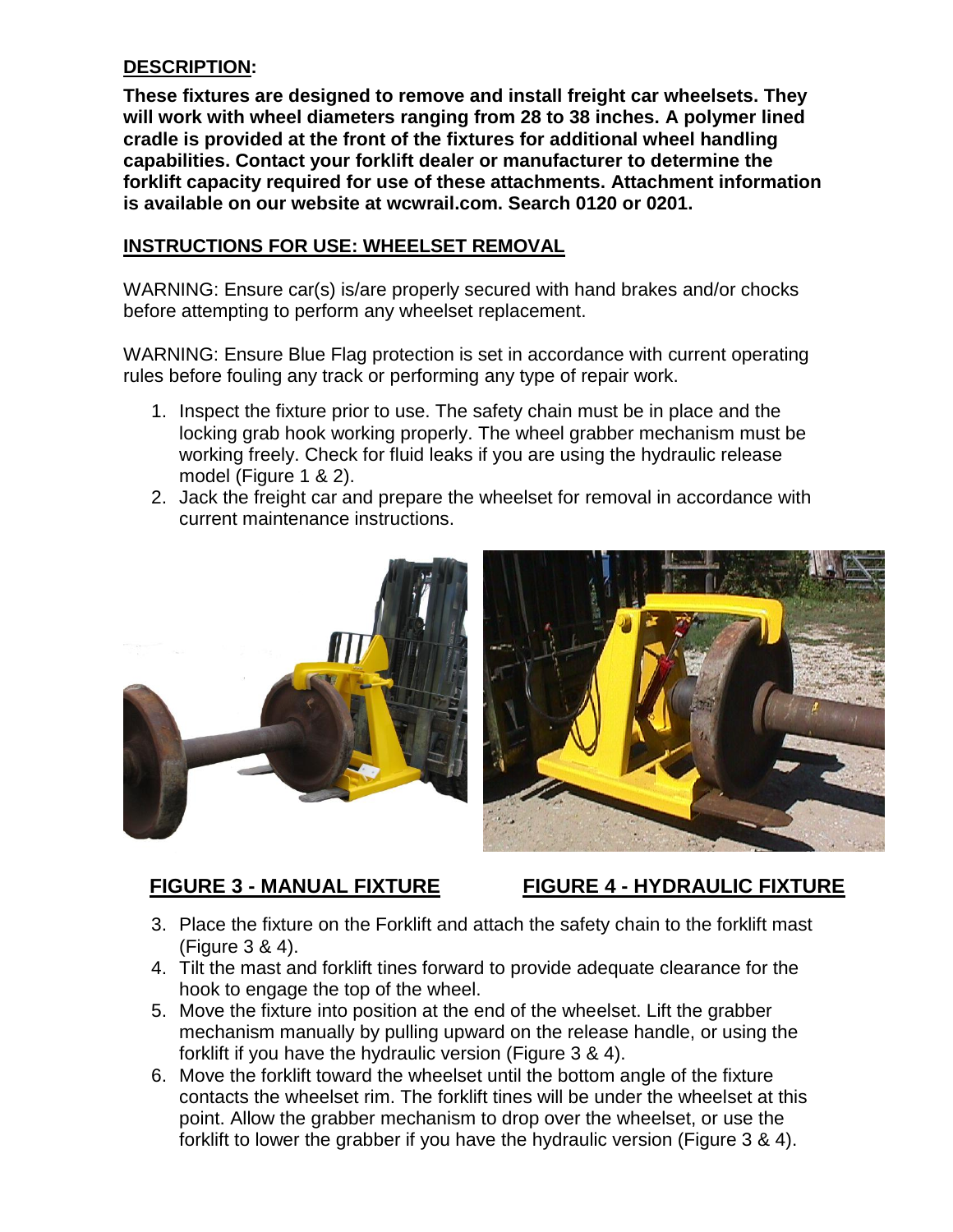## DESCRIPTION:

**These fixtures are designed to remove and install freight car wheelsets. They will work with wheel diameters ranging from 28 to 38 inches. A polymer lined cradle is provided at the front of the fixtures for additional wheel handling capabilities. Contact your forklift dealer or manufacturer to determine the forklift capacity required for use of these attachments. Attachment information is available on our website at wcwrail.com. Search 0120 or 0201.**

## INSTRUCTIONS FOR USE: WHEELSET REMOVAL

WARNING: Ensure car(s) is/are properly secured with hand brakes and/or chocks before attempting to perform any wheelset replacement.

WARNING: Ensure Blue Flag protection is set in accordance with current operating rules before fouling any track or performing any type of repair work.

1. Inspect the fixture prior to use. The safety chain must be in place and the locking grab hook working properly. The wheel grabber mechanism must be working freely. Check for fluid leaks if you are using the hydraulic release model (Figure 1 & 2).
2. Jack the freight car and prepare the wheelset for removal in accordance with current maintenance instructions.

**FIGURE 3 - MANUAL FIXTURE**

**FIGURE 4 - HYDRAULIC FIXTURE**

3. Place the fixture on the Forklift and attach the safety chain to the forklift mast (Figure 3 & 4).
4. Tilt the mast and forklift tines forward to provide adequate clearance for the hook to engage the top of the wheel.
5. Move the fixture into position at the end of the wheelset. Lift the grabber mechanism manually by pulling upward on the release handle, or using the forklift if you have the hydraulic version (Figure 3 & 4).
6. Move the forklift toward the wheelset until the bottom angle of the fixture contacts the wheelset rim. The forklift tines will be under the wheelset at this point. Allow the grabber mechanism to drop over the wheelset, or use the forklift to lower the grabber if you have the hydraulic version (Figure 3 & 4).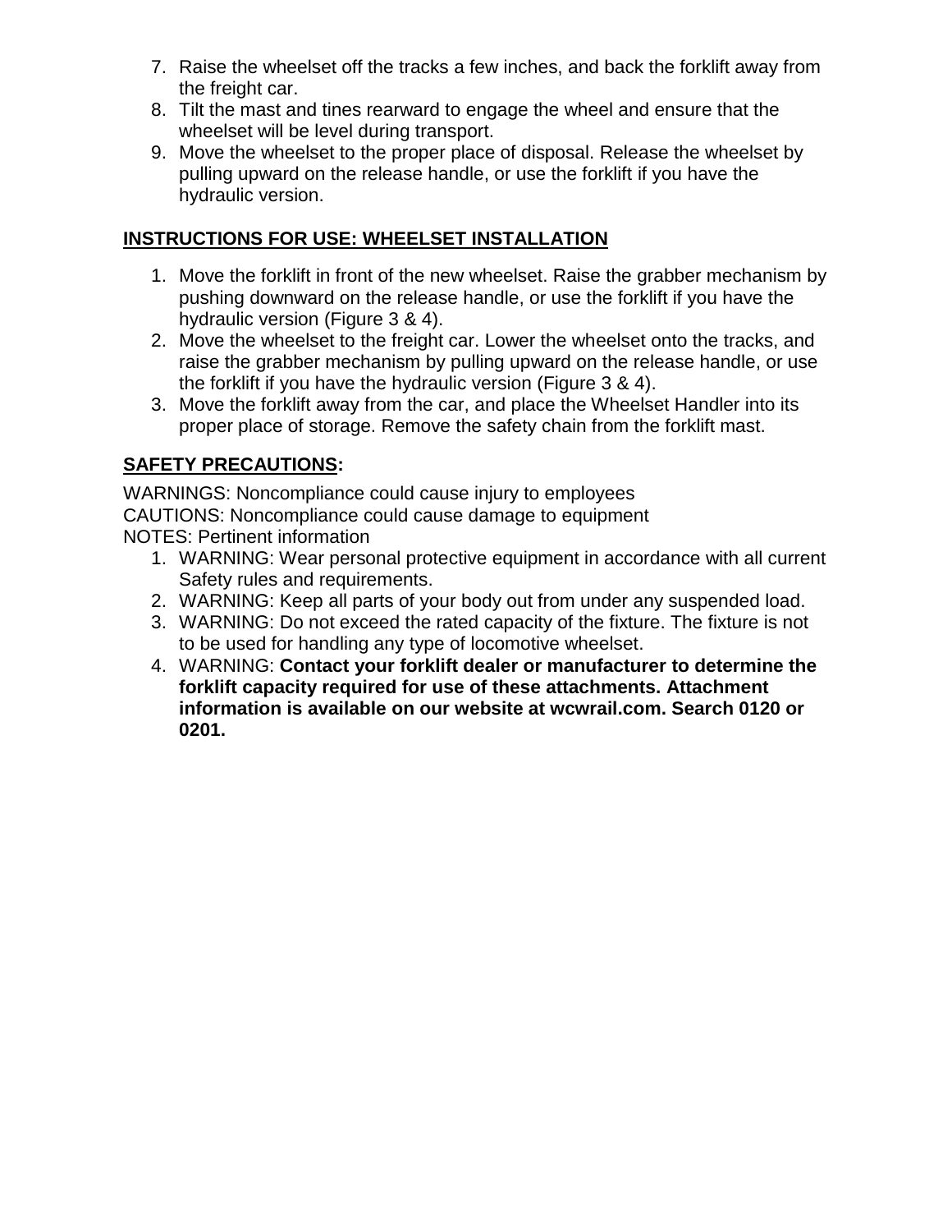7. Raise the wheelset off the tracks a few inches, and back the forklift away from the freight car.
8. Tilt the mast and tines rearward to engage the wheel and ensure that the wheelset will be level during transport.
9. Move the wheelset to the proper place of disposal. Release the wheelset by pulling upward on the release handle, or use the forklift if you have the hydraulic version.

## INSTRUCTIONS FOR USE: WHEELSET INSTALLATION

1. Move the forklift in front of the new wheelset. Raise the grabber mechanism by pushing downward on the release handle, or use the forklift if you have the hydraulic version (Figure 3 & 4).
2. Move the wheelset to the freight car. Lower the wheelset onto the tracks, and raise the grabber mechanism by pulling upward on the release handle, or use the forklift if you have the hydraulic version (Figure 3 & 4).
3. Move the forklift away from the car, and place the Wheelset Handler into its proper place of storage. Remove the safety chain from the forklift mast.

## SAFETY PRECAUTIONS:

WARNINGS: Noncompliance could cause injury to employees
CAUTIONS: Noncompliance could cause damage to equipment
NOTES: Pertinent information

1. WARNING: Wear personal protective equipment in accordance with all current Safety rules and requirements.
2. WARNING: Keep all parts of your body out from under any suspended load.
3. WARNING: Do not exceed the rated capacity of the fixture. The fixture is not to be used for handling any type of locomotive wheelset.
4. WARNING: **Contact your forklift dealer or manufacturer to determine the forklift capacity required for use of these attachments. Attachment information is available on our website at wcwrail.com. Search 0120 or 0201.**